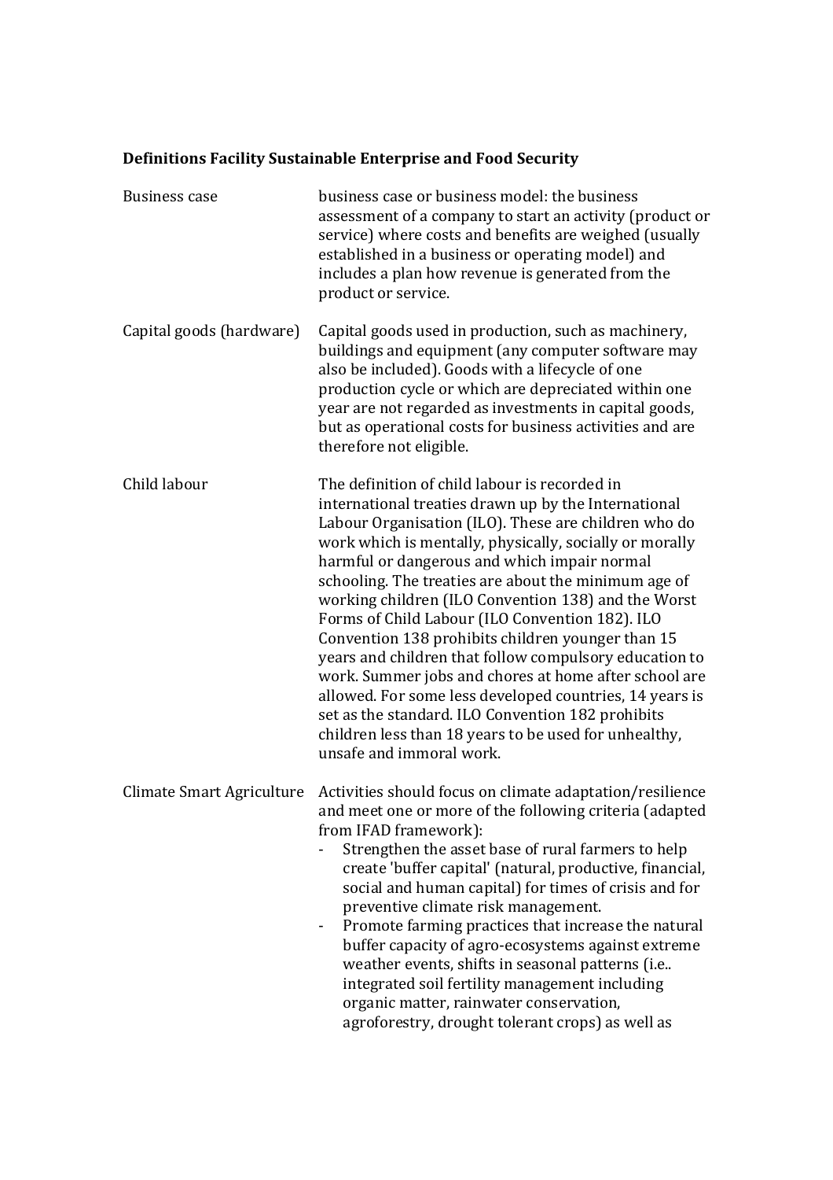**Definitions Facility Sustainable Enterprise and Food Security**

| | |
|---|---|
| Business case | business case or business model: the business assessment of a company to start an activity (product or service) where costs and benefits are weighed (usually established in a business or operating model) and includes a plan how revenue is generated from the product or service. |
| Capital goods (hardware) | Capital goods used in production, such as machinery, buildings and equipment (any computer software may also be included). Goods with a lifecycle of one production cycle or which are depreciated within one year are not regarded as investments in capital goods, but as operational costs for business activities and are therefore not eligible. |
| Child labour | The definition of child labour is recorded in international treaties drawn up by the International Labour Organisation (ILO). These are children who do work which is mentally, physically, socially or morally harmful or dangerous and which impair normal schooling. The treaties are about the minimum age of working children (ILO Convention 138) and the Worst Forms of Child Labour (ILO Convention 182). ILO Convention 138 prohibits children younger than 15 years and children that follow compulsory education to work. Summer jobs and chores at home after school are allowed. For some less developed countries, 14 years is set as the standard. ILO Convention 182 prohibits children less than 18 years to be used for unhealthy, unsafe and immoral work. |
| Climate Smart Agriculture | Activities should focus on climate adaptation/resilience and meet one or more of the following criteria (adapted from IFAD framework):<br>- Strengthen the asset base of rural farmers to help create 'buffer capital' (natural, productive, financial, social and human capital) for times of crisis and for preventive climate risk management.<br>- Promote farming practices that increase the natural buffer capacity of agro-ecosystems against extreme weather events, shifts in seasonal patterns (i.e.. integrated soil fertility management including organic matter, rainwater conservation, agroforestry, drought tolerant crops) as well as |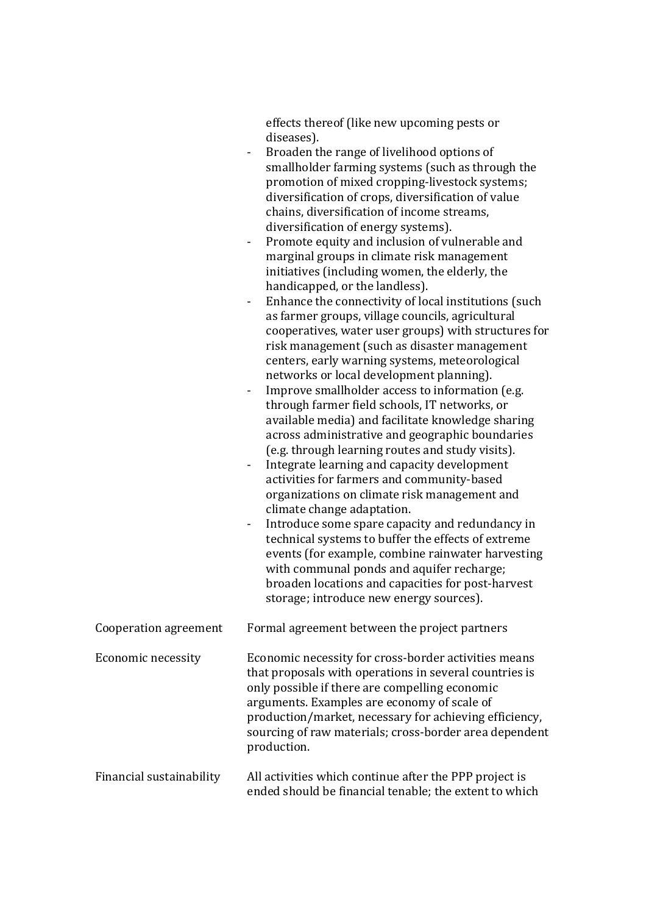| | |
|---|---|
| | effects thereof (like new upcoming pests or diseases).<br>- Broaden the range of livelihood options of smallholder farming systems (such as through the promotion of mixed cropping-livestock systems; diversification of crops, diversification of value chains, diversification of income streams, diversification of energy systems).<br>- Promote equity and inclusion of vulnerable and marginal groups in climate risk management initiatives (including women, the elderly, the handicapped, or the landless).<br>- Enhance the connectivity of local institutions (such as farmer groups, village councils, agricultural cooperatives, water user groups) with structures for risk management (such as disaster management centers, early warning systems, meteorological networks or local development planning).<br>- Improve smallholder access to information (e.g. through farmer field schools, IT networks, or available media) and facilitate knowledge sharing across administrative and geographic boundaries (e.g. through learning routes and study visits).<br>- Integrate learning and capacity development activities for farmers and community-based organizations on climate risk management and climate change adaptation.<br>- Introduce some spare capacity and redundancy in technical systems to buffer the effects of extreme events (for example, combine rainwater harvesting with communal ponds and aquifer recharge; broaden locations and capacities for post-harvest storage; introduce new energy sources). |
| Cooperation agreement | Formal agreement between the project partners |
| Economic necessity | Economic necessity for cross-border activities means that proposals with operations in several countries is only possible if there are compelling economic arguments. Examples are economy of scale of production/market, necessary for achieving efficiency, sourcing of raw materials; cross-border area dependent production. |
| Financial sustainability | All activities which continue after the PPP project is ended should be financial tenable; the extent to which |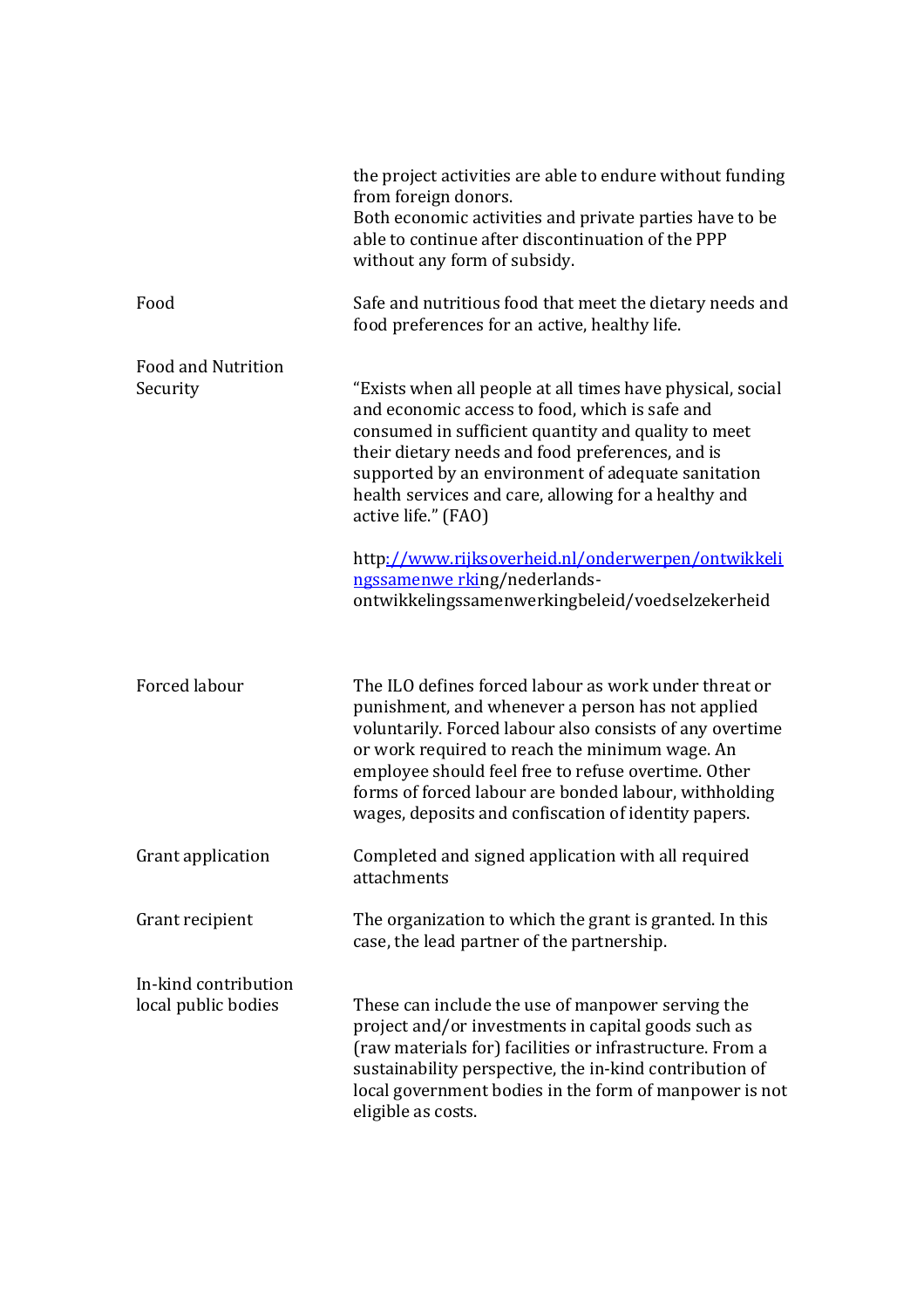| | |
|---|---|
| | the project activities are able to endure without funding from foreign donors.<br>Both economic activities and private parties have to be able to continue after discontinuation of the PPP without any form of subsidy. |
| Food | Safe and nutritious food that meet the dietary needs and food preferences for an active, healthy life. |
| Food and Nutrition Security | "Exists when all people at all times have physical, social and economic access to food, which is safe and consumed in sufficient quantity and quality to meet their dietary needs and food preferences, and is supported by an environment of adequate sanitation health services and care, allowing for a healthy and active life." (FAO)<br><br>http://www.rijksoverheid.nl/onderwerpen/ontwikkelingssamenwe rking/nederlands-ontwikkelingssamenwerkingbeleid/voedselzekerheid |
| Forced labour | The ILO defines forced labour as work under threat or punishment, and whenever a person has not applied voluntarily. Forced labour also consists of any overtime or work required to reach the minimum wage. An employee should feel free to refuse overtime. Other forms of forced labour are bonded labour, withholding wages, deposits and confiscation of identity papers. |
| Grant application | Completed and signed application with all required attachments |
| Grant recipient | The organization to which the grant is granted. In this case, the lead partner of the partnership. |
| In-kind contribution local public bodies | These can include the use of manpower serving the project and/or investments in capital goods such as (raw materials for) facilities or infrastructure. From a sustainability perspective, the in-kind contribution of local government bodies in the form of manpower is not eligible as costs. |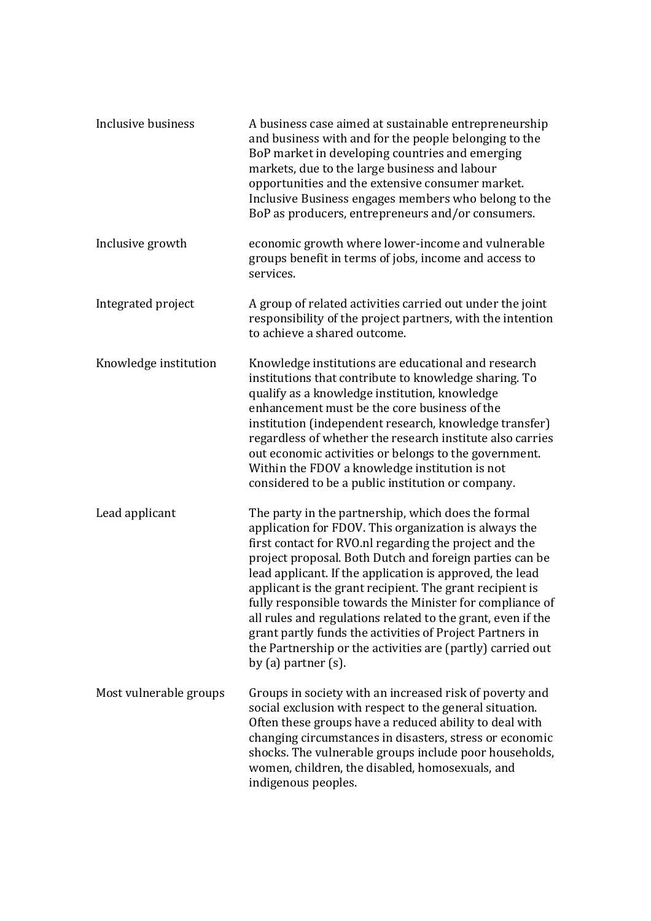| | |
|---|---|
| Inclusive business | A business case aimed at sustainable entrepreneurship and business with and for the people belonging to the BoP market in developing countries and emerging markets, due to the large business and labour opportunities and the extensive consumer market. Inclusive Business engages members who belong to the BoP as producers, entrepreneurs and/or consumers. |
| Inclusive growth | economic growth where lower-income and vulnerable groups benefit in terms of jobs, income and access to services. |
| Integrated project | A group of related activities carried out under the joint responsibility of the project partners, with the intention to achieve a shared outcome. |
| Knowledge institution | Knowledge institutions are educational and research institutions that contribute to knowledge sharing. To qualify as a knowledge institution, knowledge enhancement must be the core business of the institution (independent research, knowledge transfer) regardless of whether the research institute also carries out economic activities or belongs to the government. Within the FDOV a knowledge institution is not considered to be a public institution or company. |
| Lead applicant | The party in the partnership, which does the formal application for FDOV. This organization is always the first contact for RVO.nl regarding the project and the project proposal. Both Dutch and foreign parties can be lead applicant. If the application is approved, the lead applicant is the grant recipient. The grant recipient is fully responsible towards the Minister for compliance of all rules and regulations related to the grant, even if the grant partly funds the activities of Project Partners in the Partnership or the activities are (partly) carried out by (a) partner (s). |
| Most vulnerable groups | Groups in society with an increased risk of poverty and social exclusion with respect to the general situation. Often these groups have a reduced ability to deal with changing circumstances in disasters, stress or economic shocks. The vulnerable groups include poor households, women, children, the disabled, homosexuals, and indigenous peoples. |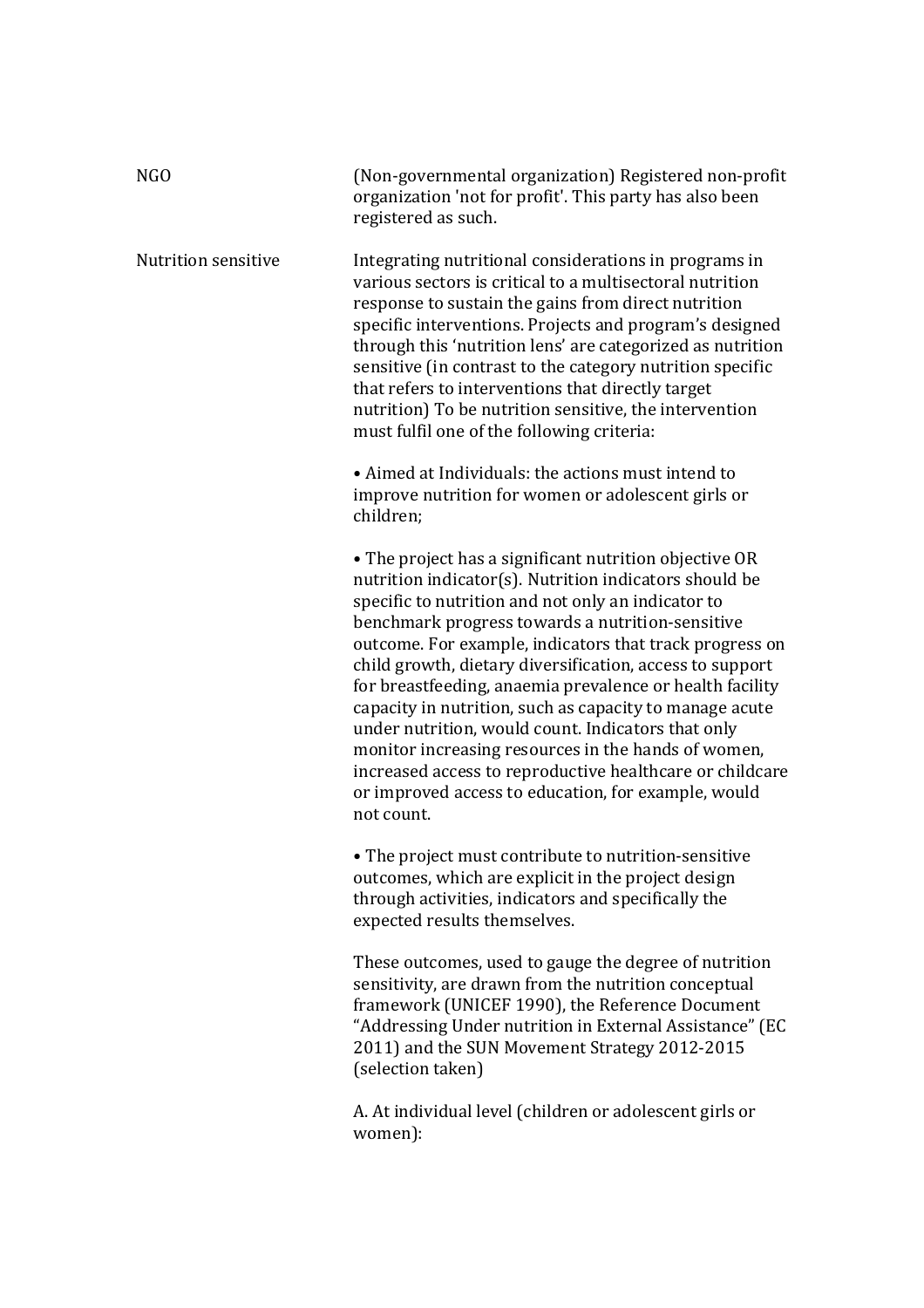| | |
|---|---|
| NGO | (Non-governmental organization) Registered non-profit organization 'not for profit'. This party has also been registered as such. |
| Nutrition sensitive | Integrating nutritional considerations in programs in various sectors is critical to a multisectoral nutrition response to sustain the gains from direct nutrition specific interventions. Projects and program's designed through this 'nutrition lens' are categorized as nutrition sensitive (in contrast to the category nutrition specific that refers to interventions that directly target nutrition) To be nutrition sensitive, the intervention must fulfil one of the following criteria:<br><br>• Aimed at Individuals: the actions must intend to improve nutrition for women or adolescent girls or children;<br><br>• The project has a significant nutrition objective OR nutrition indicator(s). Nutrition indicators should be specific to nutrition and not only an indicator to benchmark progress towards a nutrition-sensitive outcome. For example, indicators that track progress on child growth, dietary diversification, access to support for breastfeeding, anaemia prevalence or health facility capacity in nutrition, such as capacity to manage acute under nutrition, would count. Indicators that only monitor increasing resources in the hands of women, increased access to reproductive healthcare or childcare or improved access to education, for example, would not count.<br><br>• The project must contribute to nutrition-sensitive outcomes, which are explicit in the project design through activities, indicators and specifically the expected results themselves.<br><br>These outcomes, used to gauge the degree of nutrition sensitivity, are drawn from the nutrition conceptual framework (UNICEF 1990), the Reference Document "Addressing Under nutrition in External Assistance" (EC 2011) and the SUN Movement Strategy 2012-2015 (selection taken)<br><br>A. At individual level (children or adolescent girls or women): |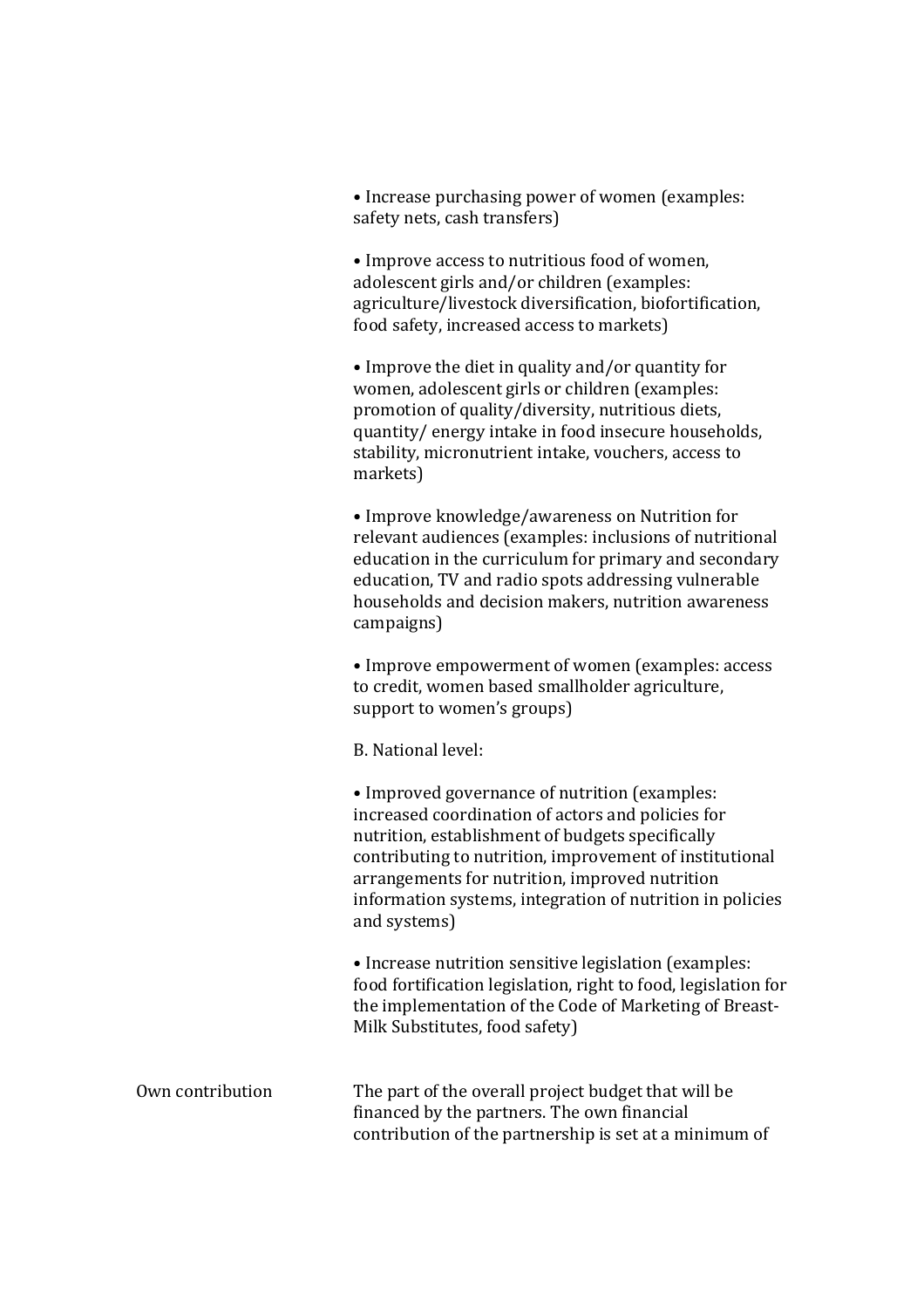• Increase purchasing power of women (examples: safety nets, cash transfers)

• Improve access to nutritious food of women, adolescent girls and/or children (examples: agriculture/livestock diversification, biofortification, food safety, increased access to markets)

• Improve the diet in quality and/or quantity for women, adolescent girls or children (examples: promotion of quality/diversity, nutritious diets, quantity/ energy intake in food insecure households, stability, micronutrient intake, vouchers, access to markets)

• Improve knowledge/awareness on Nutrition for relevant audiences (examples: inclusions of nutritional education in the curriculum for primary and secondary education, TV and radio spots addressing vulnerable households and decision makers, nutrition awareness campaigns)

• Improve empowerment of women (examples: access to credit, women based smallholder agriculture, support to women's groups)

B. National level:

• Improved governance of nutrition (examples: increased coordination of actors and policies for nutrition, establishment of budgets specifically contributing to nutrition, improvement of institutional arrangements for nutrition, improved nutrition information systems, integration of nutrition in policies and systems)

• Increase nutrition sensitive legislation (examples: food fortification legislation, right to food, legislation for the implementation of the Code of Marketing of Breast-Milk Substitutes, food safety)

| | |
|---|---|
| Own contribution | The part of the overall project budget that will be financed by the partners. The own financial contribution of the partnership is set at a minimum of |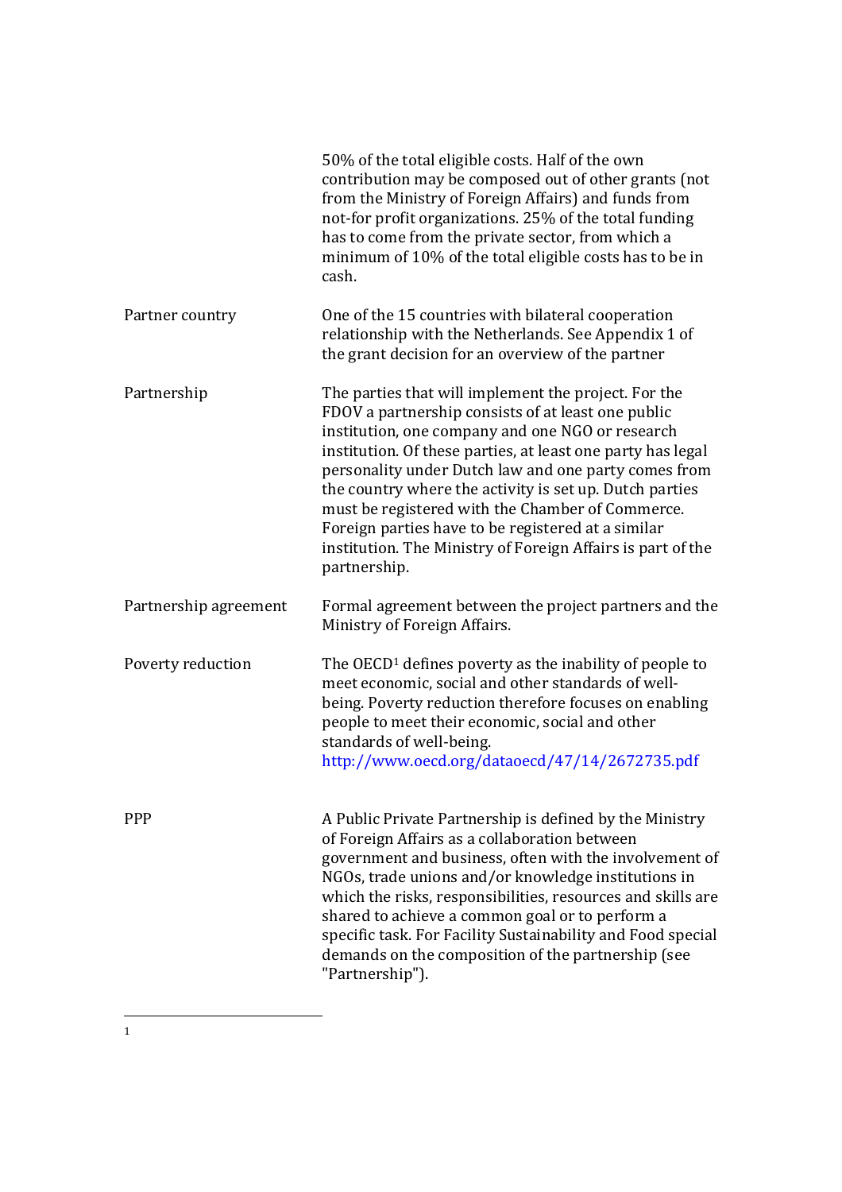| | |
|---|---|
| | 50% of the total eligible costs. Half of the own contribution may be composed out of other grants (not from the Ministry of Foreign Affairs) and funds from not-for profit organizations. 25% of the total funding has to come from the private sector, from which a minimum of 10% of the total eligible costs has to be in cash. |
| Partner country | One of the 15 countries with bilateral cooperation relationship with the Netherlands. See Appendix 1 of the grant decision for an overview of the partner |
| Partnership | The parties that will implement the project. For the FDOV a partnership consists of at least one public institution, one company and one NGO or research institution. Of these parties, at least one party has legal personality under Dutch law and one party comes from the country where the activity is set up. Dutch parties must be registered with the Chamber of Commerce. Foreign parties have to be registered at a similar institution. The Ministry of Foreign Affairs is part of the partnership. |
| Partnership agreement | Formal agreement between the project partners and the Ministry of Foreign Affairs. |
| Poverty reduction | The OECD[1] defines poverty as the inability of people to meet economic, social and other standards of well-being. Poverty reduction therefore focuses on enabling people to meet their economic, social and other standards of well-being. http://www.oecd.org/dataoecd/47/14/2672735.pdf |
| PPP | A Public Private Partnership is defined by the Ministry of Foreign Affairs as a collaboration between government and business, often with the involvement of NGOs, trade unions and/or knowledge institutions in which the risks, responsibilities, resources and skills are shared to achieve a common goal or to perform a specific task. For Facility Sustainability and Food special demands on the composition of the partnership (see "Partnership"). |

[1]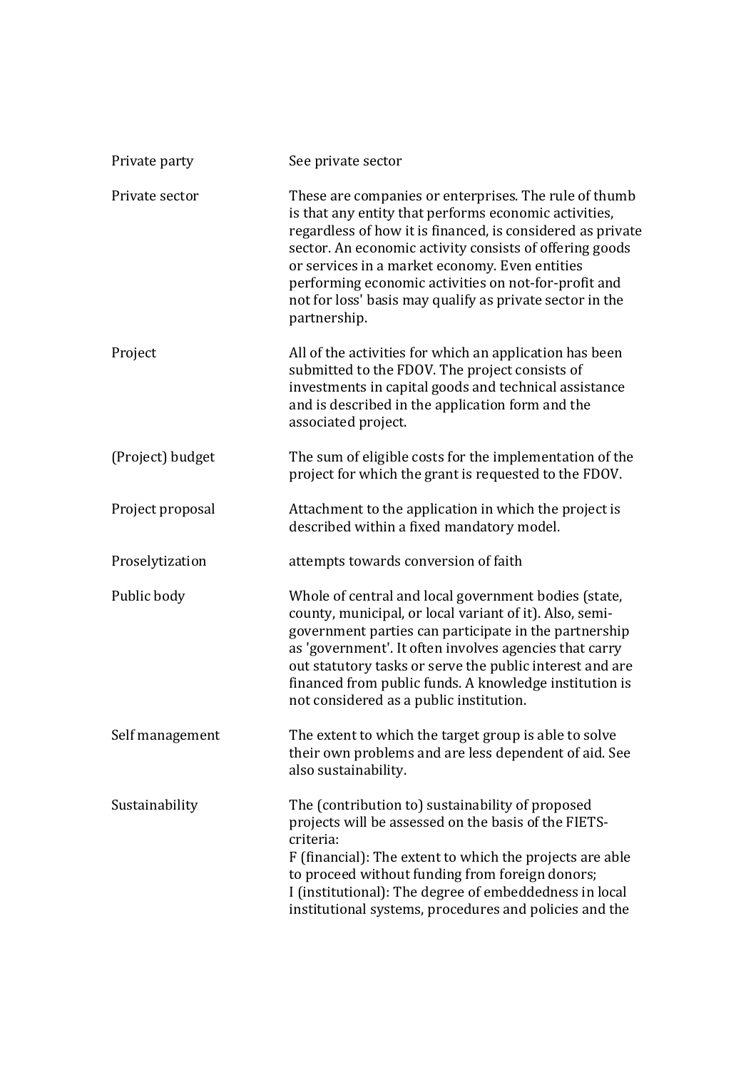| | |
|---|---|
| Private party | See private sector |
| Private sector | These are companies or enterprises. The rule of thumb is that any entity that performs economic activities, regardless of how it is financed, is considered as private sector. An economic activity consists of offering goods or services in a market economy. Even entities performing economic activities on not-for-profit and not for loss' basis may qualify as private sector in the partnership. |
| Project | All of the activities for which an application has been submitted to the FDOV. The project consists of investments in capital goods and technical assistance and is described in the application form and the associated project. |
| (Project) budget | The sum of eligible costs for the implementation of the project for which the grant is requested to the FDOV. |
| Project proposal | Attachment to the application in which the project is described within a fixed mandatory model. |
| Proselytization | attempts towards conversion of faith |
| Public body | Whole of central and local government bodies (state, county, municipal, or local variant of it). Also, semi-government parties can participate in the partnership as 'government'. It often involves agencies that carry out statutory tasks or serve the public interest and are financed from public funds. A knowledge institution is not considered as a public institution. |
| Self management | The extent to which the target group is able to solve their own problems and are less dependent of aid. See also sustainability. |
| Sustainability | The (contribution to) sustainability of proposed projects will be assessed on the basis of the FIETS-criteria:<br>F (financial): The extent to which the projects are able to proceed without funding from foreign donors;<br>I (institutional): The degree of embeddedness in local institutional systems, procedures and policies and the |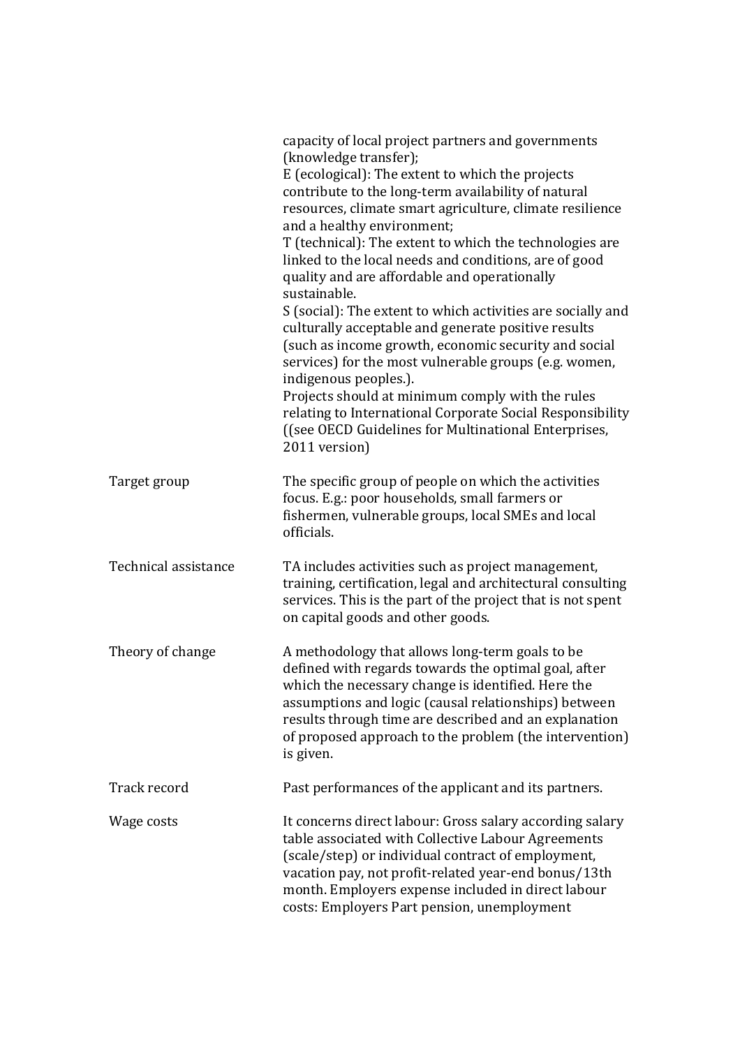| | |
|---|---|
| | capacity of local project partners and governments (knowledge transfer);<br>E (ecological): The extent to which the projects contribute to the long-term availability of natural resources, climate smart agriculture, climate resilience and a healthy environment;<br>T (technical): The extent to which the technologies are linked to the local needs and conditions, are of good quality and are affordable and operationally sustainable.<br>S (social): The extent to which activities are socially and culturally acceptable and generate positive results (such as income growth, economic security and social services) for the most vulnerable groups (e.g. women, indigenous peoples.).<br>Projects should at minimum comply with the rules relating to International Corporate Social Responsibility ((see OECD Guidelines for Multinational Enterprises, 2011 version) |
| Target group | The specific group of people on which the activities focus. E.g.: poor households, small farmers or fishermen, vulnerable groups, local SMEs and local officials. |
| Technical assistance | TA includes activities such as project management, training, certification, legal and architectural consulting services. This is the part of the project that is not spent on capital goods and other goods. |
| Theory of change | A methodology that allows long-term goals to be defined with regards towards the optimal goal, after which the necessary change is identified. Here the assumptions and logic (causal relationships) between results through time are described and an explanation of proposed approach to the problem (the intervention) is given. |
| Track record | Past performances of the applicant and its partners. |
| Wage costs | It concerns direct labour: Gross salary according salary table associated with Collective Labour Agreements (scale/step) or individual contract of employment, vacation pay, not profit-related year-end bonus/13th month. Employers expense included in direct labour costs: Employers Part pension, unemployment |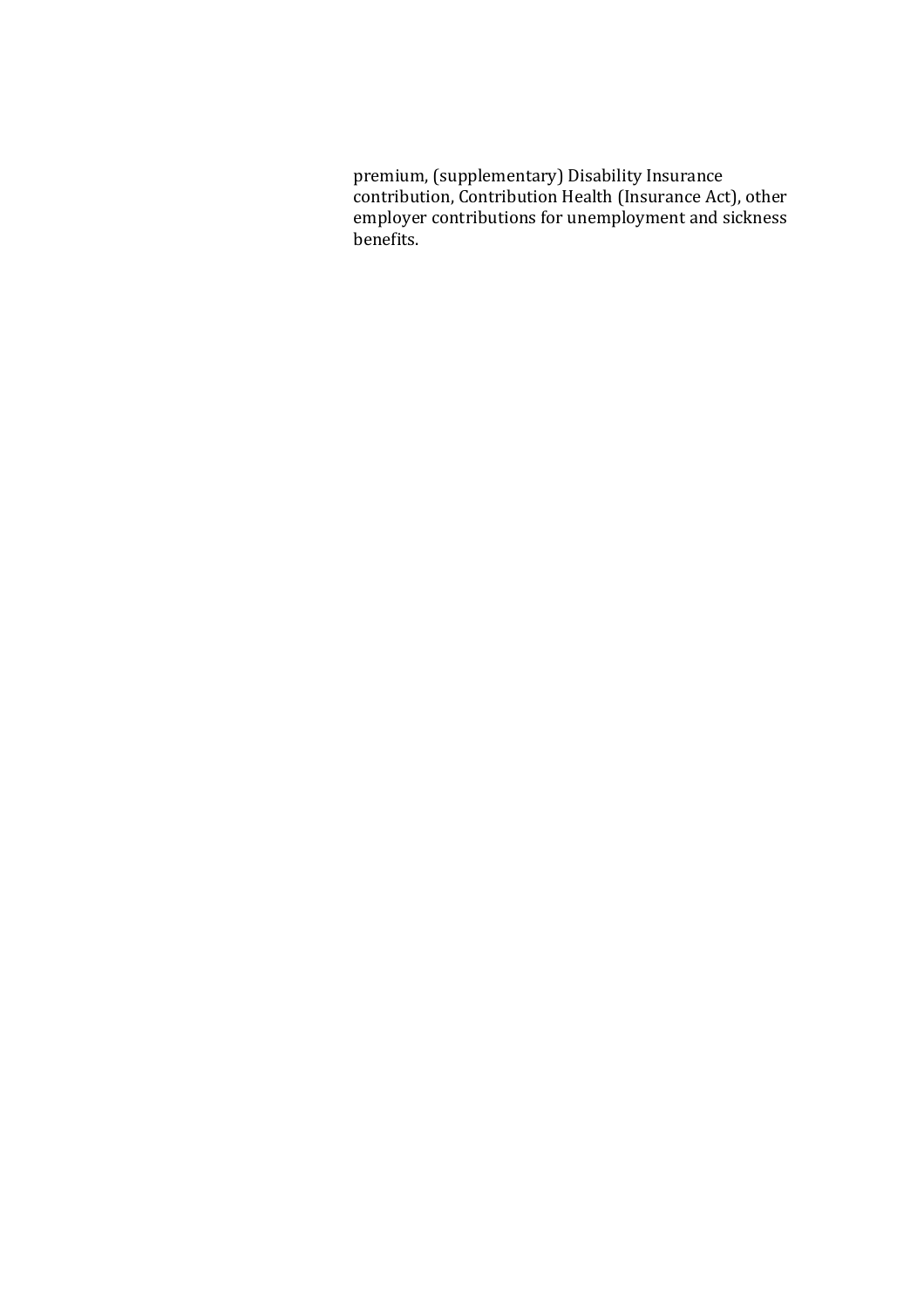premium, (supplementary) Disability Insurance contribution, Contribution Health (Insurance Act), other employer contributions for unemployment and sickness benefits.